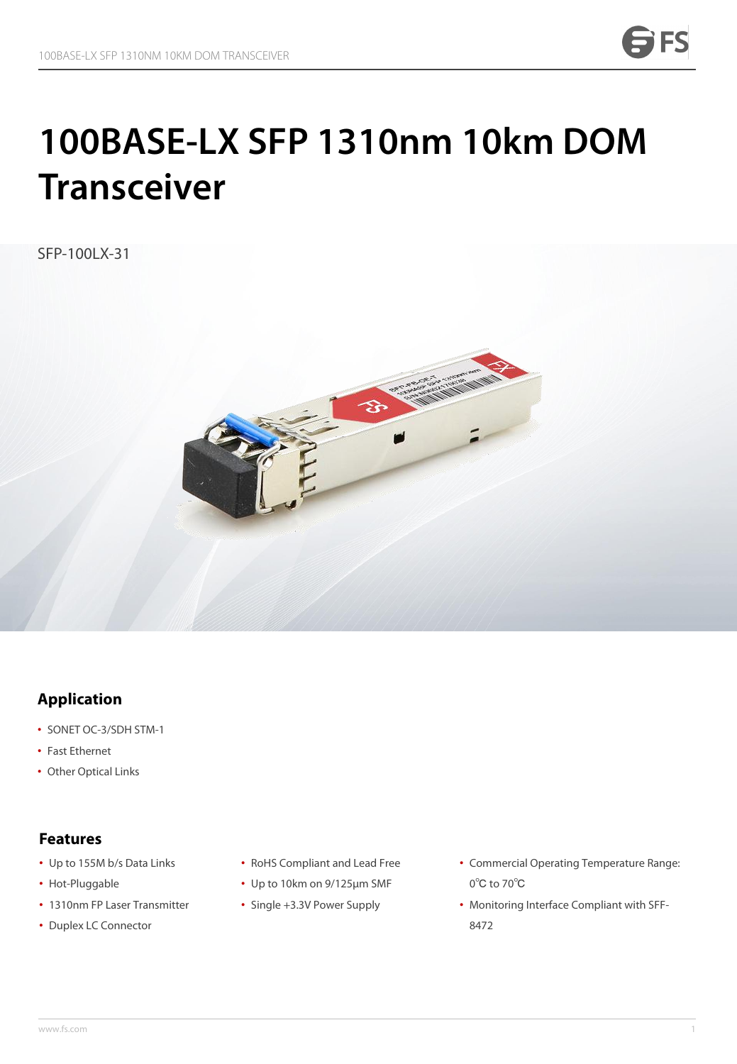# 100BASE-LX SFP 1310nm 10km DOM Transceiver

SFP-100LX-31

## Application

- SONET OC-3/SDH STM-1
- Fast Ethernet
- Other Optical Links

## Features

- Up to 155M b/s Data Links
- Hot-Pluggable
- 1310nm FP Laser Transmitter
- Duplex LC Connector
- RoHS Compliant and Lead Free
- Up to 10km on 9/125μm SMF
- Single +3.3V Power Supply
- Commercial Operating Temperature Range: 0℃ to 70℃
- Monitoring Interface Compliant with SFF-8472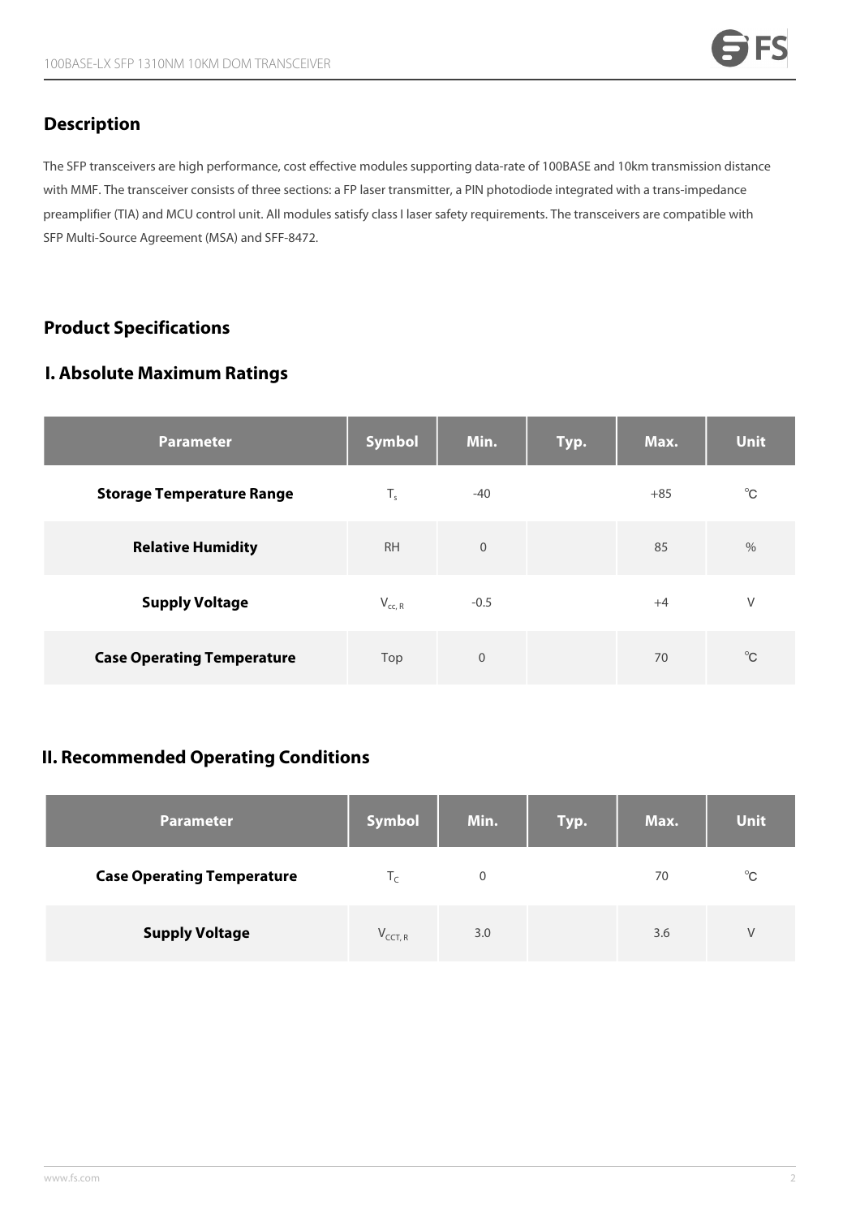## Description

The SFP transceivers are high performance, cost effective modules supporting data-rate of 100BASE and 10km transmission distance with MMF. The transceiver consists of three sections: a FP laser transmitter, a PIN photodiode integrated with a trans-impedance preamplifier (TIA) and MCU control unit. All modules satisfy class I laser safety requirements. The transceivers are compatible with SFP Multi-Source Agreement (MSA) and SFF-8472.

## Product Specifications

### I. Absolute Maximum Ratings

| Parameter | Symbol | Min. | Typ. | Max. | Unit |
|---|---|---|---|---|---|
| **Storage Temperature Range** | $T_s$ | -40 | | +85 | ℃ |
| **Relative Humidity** | RH | 0 | | 85 | % |
| **Supply Voltage** | $V_{cc, R}$ | -0.5 | | +4 | V |
| **Case Operating Temperature** | Top | 0 | | 70 | ℃ |

### II. Recommended Operating Conditions

| Parameter | Symbol | Min. | Typ. | Max. | Unit |
|---|---|---|---|---|---|
| **Case Operating Temperature** | $T_C$ | 0 | | 70 | ℃ |
| **Supply Voltage** | $V_{CCT, R}$ | 3.0 | | 3.6 | V |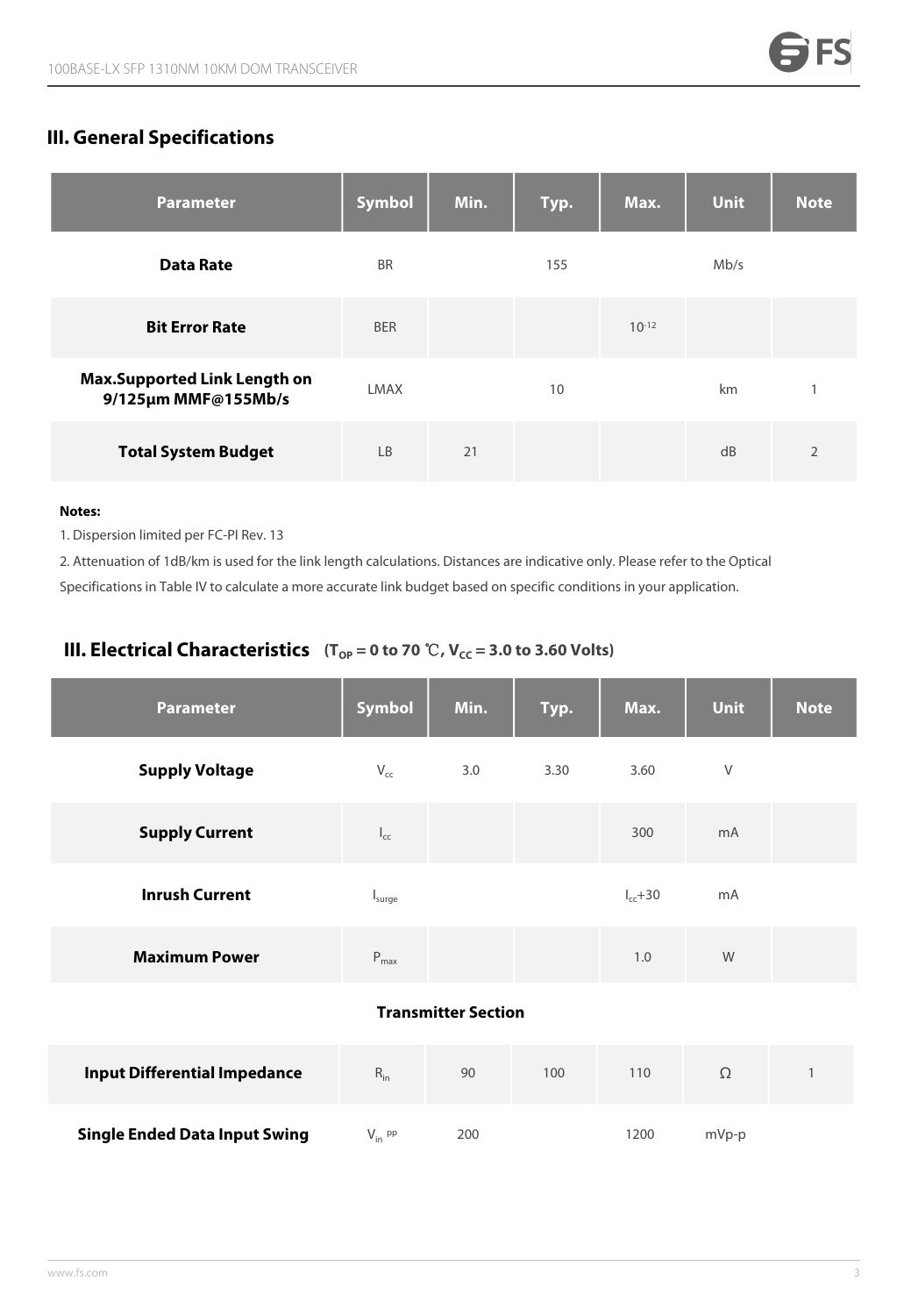## III. General Specifications

| Parameter | Symbol | Min. | Typ. | Max. | Unit | Note |
|---|---|---|---|---|---|---|
| **Data Rate** | BR | | 155 | | Mb/s | |
| **Bit Error Rate** | BER | | | $10^{-12}$ | | |
| **Max.Supported Link Length on 9/125μm MMF@155Mb/s** | LMAX | | 10 | | km | 1 |
| **Total System Budget** | LB | 21 | | | dB | 2 |

**Notes:**

1. Dispersion limited per FC-PI Rev. 13
2. Attenuation of 1dB/km is used for the link length calculations. Distances are indicative only. Please refer to the Optical Specifications in Table IV to calculate a more accurate link budget based on specific conditions in your application.

## III. Electrical Characteristics ($T_{OP}$ = 0 to 70 ℃, $V_{CC}$ = 3.0 to 3.60 Volts)

| Parameter | Symbol | Min. | Typ. | Max. | Unit | Note |
|---|---|---|---|---|---|---|
| **Supply Voltage** | $V_{cc}$ | 3.0 | 3.30 | 3.60 | V | |
| **Supply Current** | $I_{cc}$ | | | 300 | mA | |
| **Inrush Current** | $I_{surge}$ | | | $I_{cc}$+30 | mA | |
| **Maximum Power** | $P_{max}$ | | | 1.0 | W | |
| **Transmitter Section** | | | | | | |
| **Input Differential Impedance** | $R_{in}$ | 90 | 100 | 110 | Ω | 1 |
| **Single Ended Data Input Swing** | $V_{in\ PP}$ | 200 | | 1200 | mVp-p | |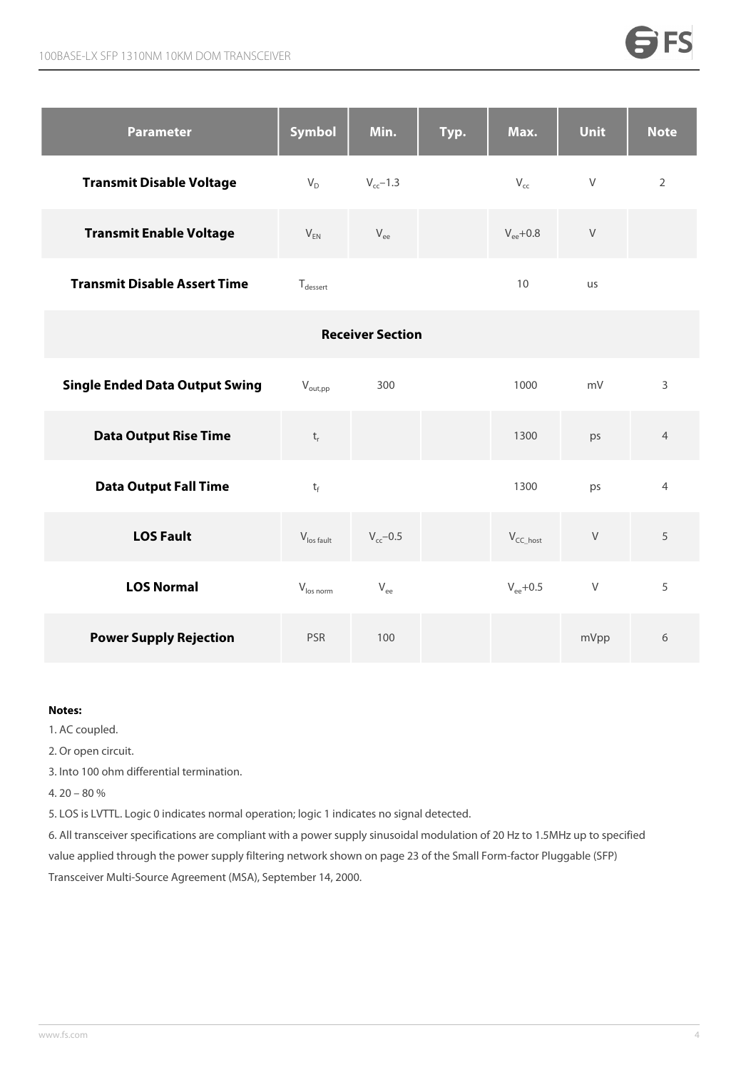| Parameter | Symbol | Min. | Typ. | Max. | Unit | Note |
|---|---|---|---|---|---|---|
| **Transmit Disable Voltage** | $V_D$ | $V_{cc}$–1.3 | | $V_{cc}$ | V | 2 |
| **Transmit Enable Voltage** | $V_{EN}$ | $V_{ee}$ | | $V_{ee}$+0.8 | V | |
| **Transmit Disable Assert Time** | $T_{dessert}$ | | | 10 | us | |
| **Receiver Section** | | | | | | |
| **Single Ended Data Output Swing** | $V_{out,pp}$ | 300 | | 1000 | mV | 3 |
| **Data Output Rise Time** | $t_r$ | | | 1300 | ps | 4 |
| **Data Output Fall Time** | $t_f$ | | | 1300 | ps | 4 |
| **LOS Fault** | $V_{los\ fault}$ | $V_{cc}$–0.5 | | $V_{CC\_host}$ | V | 5 |
| **LOS Normal** | $V_{los\ norm}$ | $V_{ee}$ | | $V_{ee}$+0.5 | V | 5 |
| **Power Supply Rejection** | PSR | 100 | | | mVpp | 6 |

**Notes:**

1. AC coupled.
2. Or open circuit.
3. Into 100 ohm differential termination.
4. 20 – 80 %
5. LOS is LVTTL. Logic 0 indicates normal operation; logic 1 indicates no signal detected.
6. All transceiver specifications are compliant with a power supply sinusoidal modulation of 20 Hz to 1.5MHz up to specified value applied through the power supply filtering network shown on page 23 of the Small Form-factor Pluggable (SFP) Transceiver Multi-Source Agreement (MSA), September 14, 2000.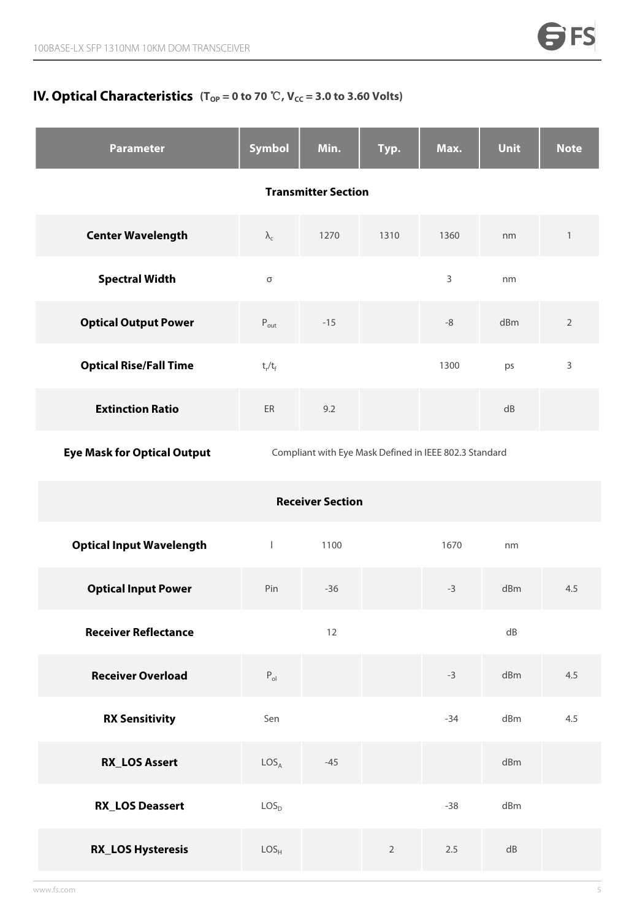## IV. Optical Characteristics ($T_{OP}$ = 0 to 70 ℃, $V_{CC}$ = 3.0 to 3.60 Volts)

| Parameter | Symbol | Min. | Typ. | Max. | Unit | Note |
|---|---|---|---|---|---|---|
| **Transmitter Section** | | | | | | |
| **Center Wavelength** | $\lambda_c$ | 1270 | 1310 | 1360 | nm | 1 |
| **Spectral Width** | σ | | | 3 | nm | |
| **Optical Output Power** | $P_{out}$ | -15 | | -8 | dBm | 2 |
| **Optical Rise/Fall Time** | $t_r/t_f$ | | | 1300 | ps | 3 |
| **Extinction Ratio** | ER | 9.2 | | | dB | |
| **Eye Mask for Optical Output** | Compliant with Eye Mask Defined in IEEE 802.3 Standard | | | | | |
| **Receiver Section** | | | | | | |
| **Optical Input Wavelength** | l | 1100 | | 1670 | nm | |
| **Optical Input Power** | Pin | -36 | | -3 | dBm | 4.5 |
| **Receiver Reflectance** | | 12 | | | dB | |
| **Receiver Overload** | $P_{ol}$ | | | -3 | dBm | 4.5 |
| **RX Sensitivity** | Sen | | | -34 | dBm | 4.5 |
| **RX_LOS Assert** | $LOS_A$ | -45 | | | dBm | |
| **RX_LOS Deassert** | $LOS_D$ | | | -38 | dBm | |
| **RX_LOS Hysteresis** | $LOS_H$ | | 2 | 2.5 | dB | |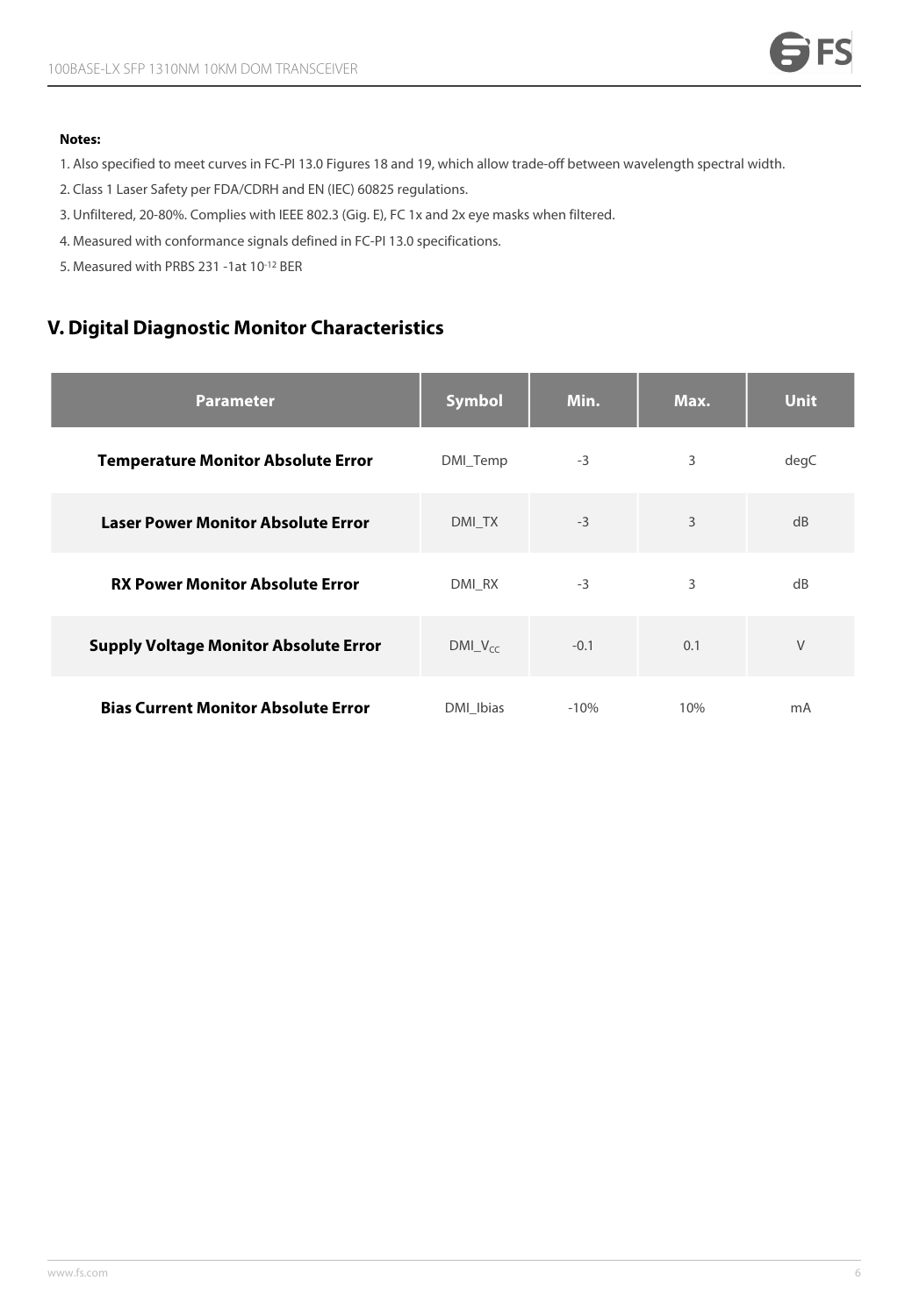**Notes:**

1. Also specified to meet curves in FC-PI 13.0 Figures 18 and 19, which allow trade-off between wavelength spectral width.
2. Class 1 Laser Safety per FDA/CDRH and EN (IEC) 60825 regulations.
3. Unfiltered, 20-80%. Complies with IEEE 802.3 (Gig. E), FC 1x and 2x eye masks when filtered.
4. Measured with conformance signals defined in FC-PI 13.0 specifications.
5. Measured with PRBS 231 -1at $10^{-12}$ BER

## V. Digital Diagnostic Monitor Characteristics

| Parameter | Symbol | Min. | Max. | Unit |
|---|---|---|---|---|
| **Temperature Monitor Absolute Error** | DMI_Temp | -3 | 3 | degC |
| **Laser Power Monitor Absolute Error** | DMI_TX | -3 | 3 | dB |
| **RX Power Monitor Absolute Error** | DMI_RX | -3 | 3 | dB |
| **Supply Voltage Monitor Absolute Error** | DMI_$V_{CC}$ | -0.1 | 0.1 | V |
| **Bias Current Monitor Absolute Error** | DMI_Ibias | -10% | 10% | mA |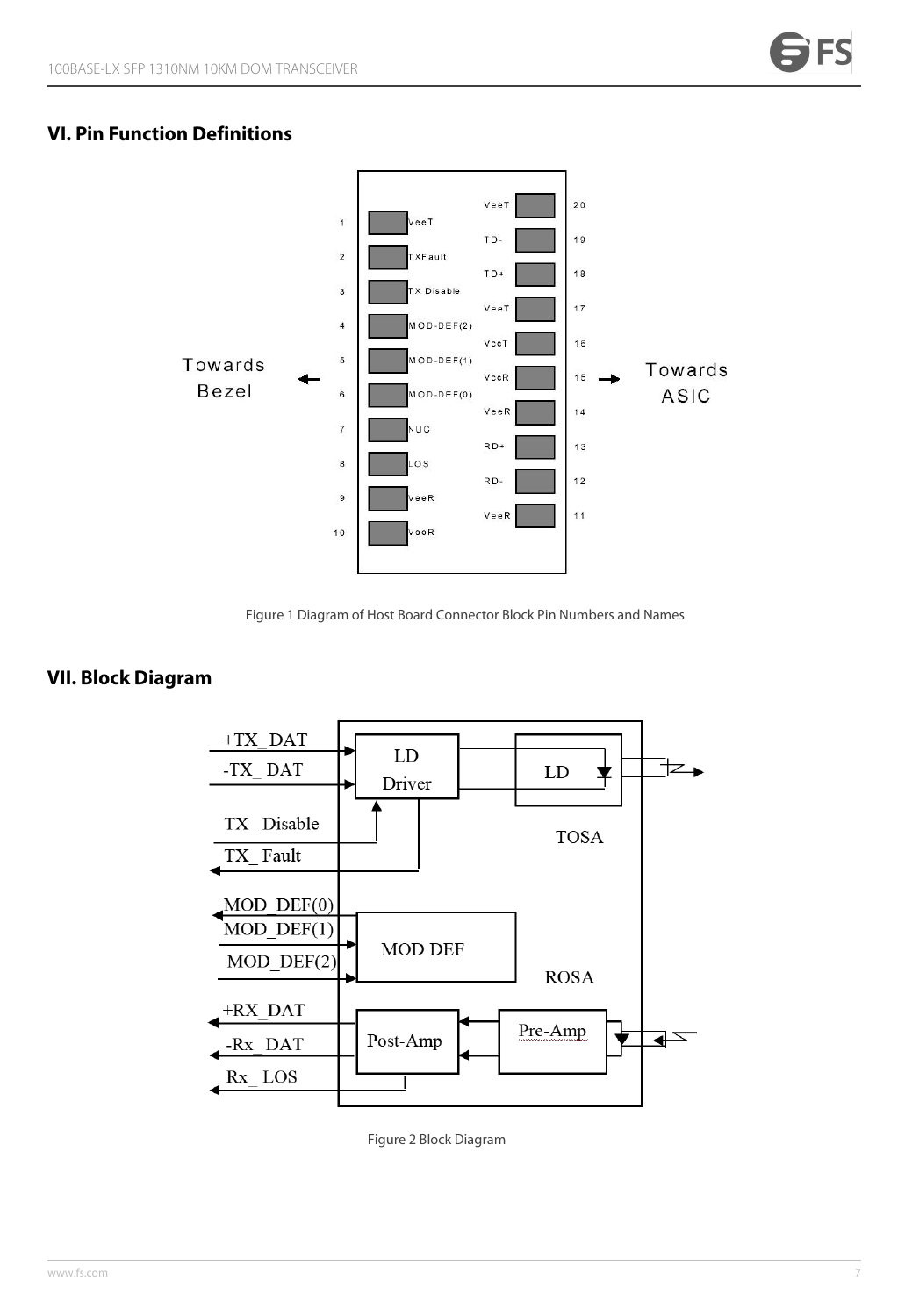## VI. Pin Function Definitions

Figure 1 Diagram of Host Board Connector Block Pin Numbers and Names

## VII. Block Diagram

Figure 2 Block Diagram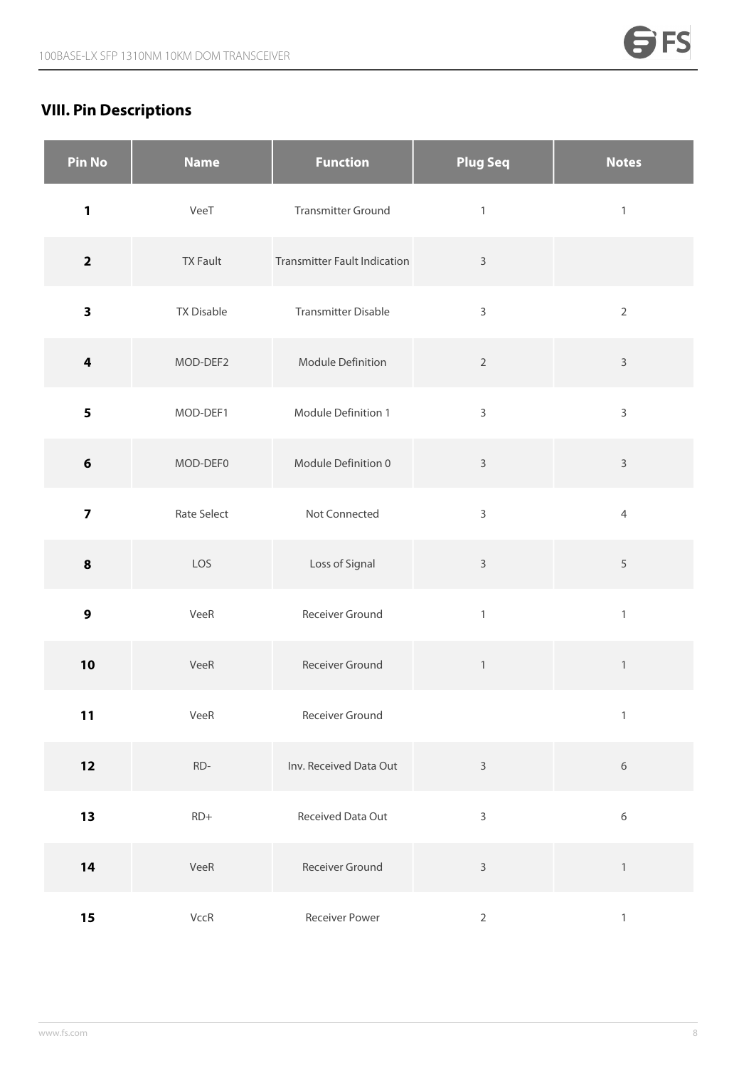## VIII. Pin Descriptions

| Pin No | Name | Function | Plug Seq | Notes |
|---|---|---|---|---|
| **1** | VeeT | Transmitter Ground | 1 | 1 |
| **2** | TX Fault | Transmitter Fault Indication | 3 | |
| **3** | TX Disable | Transmitter Disable | 3 | 2 |
| **4** | MOD-DEF2 | Module Definition | 2 | 3 |
| **5** | MOD-DEF1 | Module Definition 1 | 3 | 3 |
| **6** | MOD-DEF0 | Module Definition 0 | 3 | 3 |
| **7** | Rate Select | Not Connected | 3 | 4 |
| **8** | LOS | Loss of Signal | 3 | 5 |
| **9** | VeeR | Receiver Ground | 1 | 1 |
| **10** | VeeR | Receiver Ground | 1 | 1 |
| **11** | VeeR | Receiver Ground | | 1 |
| **12** | RD- | Inv. Received Data Out | 3 | 6 |
| **13** | RD+ | Received Data Out | 3 | 6 |
| **14** | VeeR | Receiver Ground | 3 | 1 |
| **15** | VccR | Receiver Power | 2 | 1 |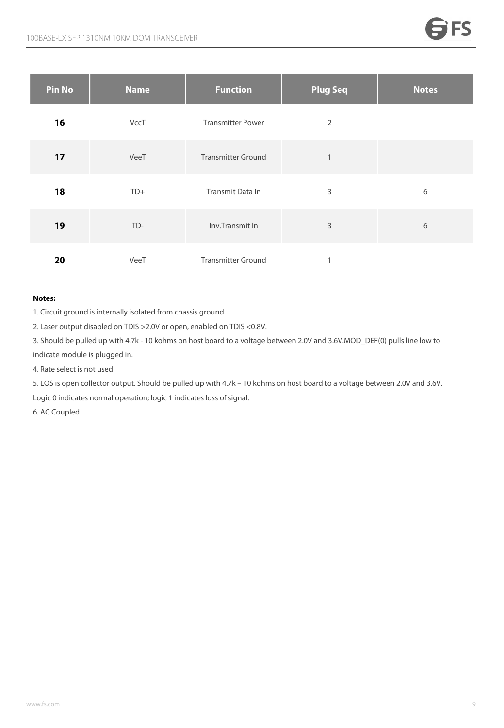| Pin No | Name | Function | Plug Seq | Notes |
| --- | --- | --- | --- | --- |
| **16** | VccT | Transmitter Power | 2 | |
| **17** | VeeT | Transmitter Ground | 1 | |
| **18** | TD+ | Transmit Data In | 3 | 6 |
| **19** | TD- | Inv.Transmit In | 3 | 6 |
| **20** | VeeT | Transmitter Ground | 1 | |

**Notes:**

1. Circuit ground is internally isolated from chassis ground.
2. Laser output disabled on TDIS >2.0V or open, enabled on TDIS <0.8V.
3. Should be pulled up with 4.7k - 10 kohms on host board to a voltage between 2.0V and 3.6V.MOD_DEF(0) pulls line low to indicate module is plugged in.
4. Rate select is not used
5. LOS is open collector output. Should be pulled up with 4.7k – 10 kohms on host board to a voltage between 2.0V and 3.6V. Logic 0 indicates normal operation; logic 1 indicates loss of signal.
6. AC Coupled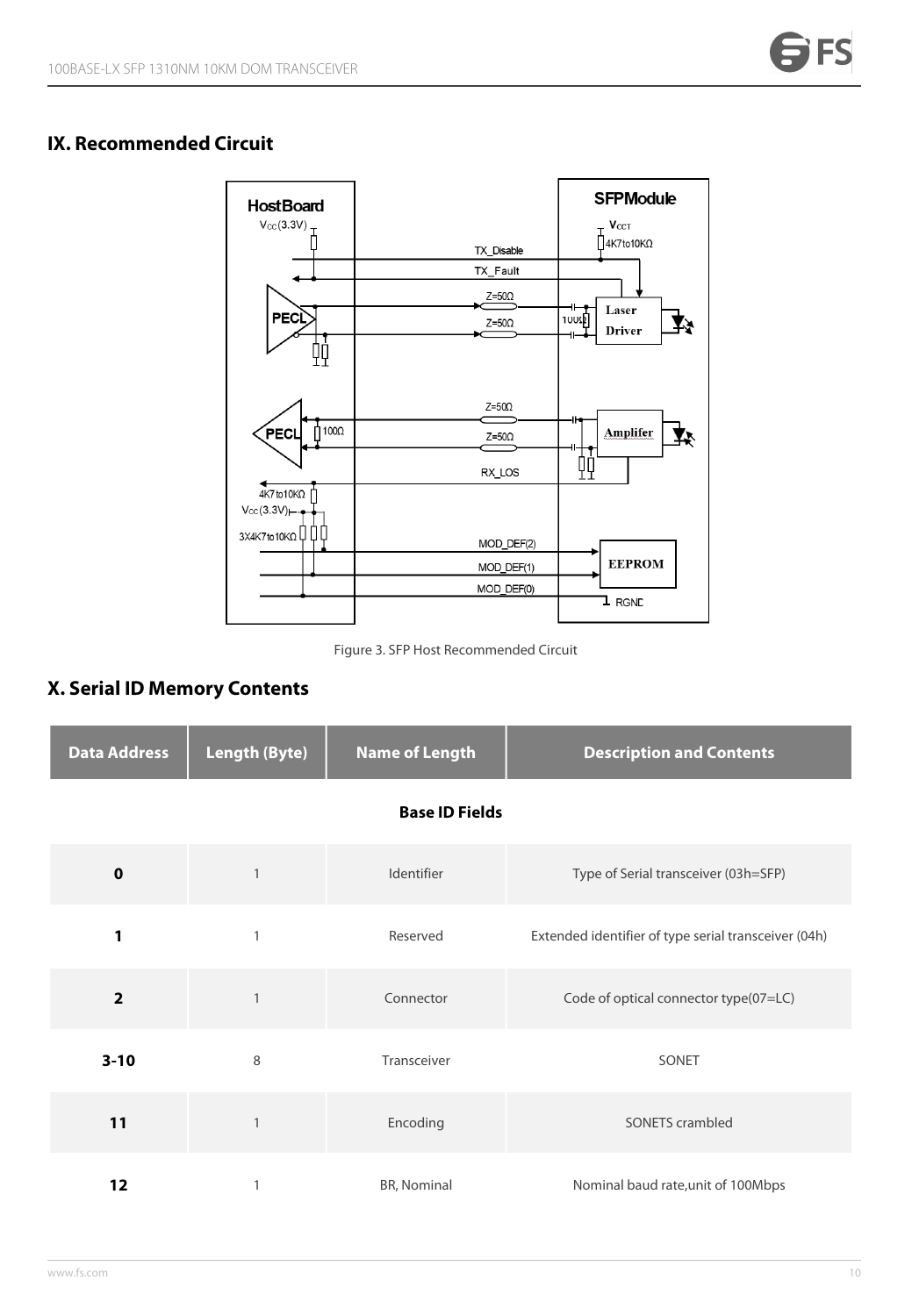## IX. Recommended Circuit

Figure 3. SFP Host Recommended Circuit

## X. Serial ID Memory Contents

| Data Address | Length (Byte) | Name of Length | Description and Contents |
|---|---|---|---|
| **Base ID Fields** | | | |
| **0** | 1 | Identifier | Type of Serial transceiver (03h=SFP) |
| **1** | 1 | Reserved | Extended identifier of type serial transceiver (04h) |
| **2** | 1 | Connector | Code of optical connector type(07=LC) |
| **3-10** | 8 | Transceiver | SONET |
| **11** | 1 | Encoding | SONETS crambled |
| **12** | 1 | BR, Nominal | Nominal baud rate,unit of 100Mbps |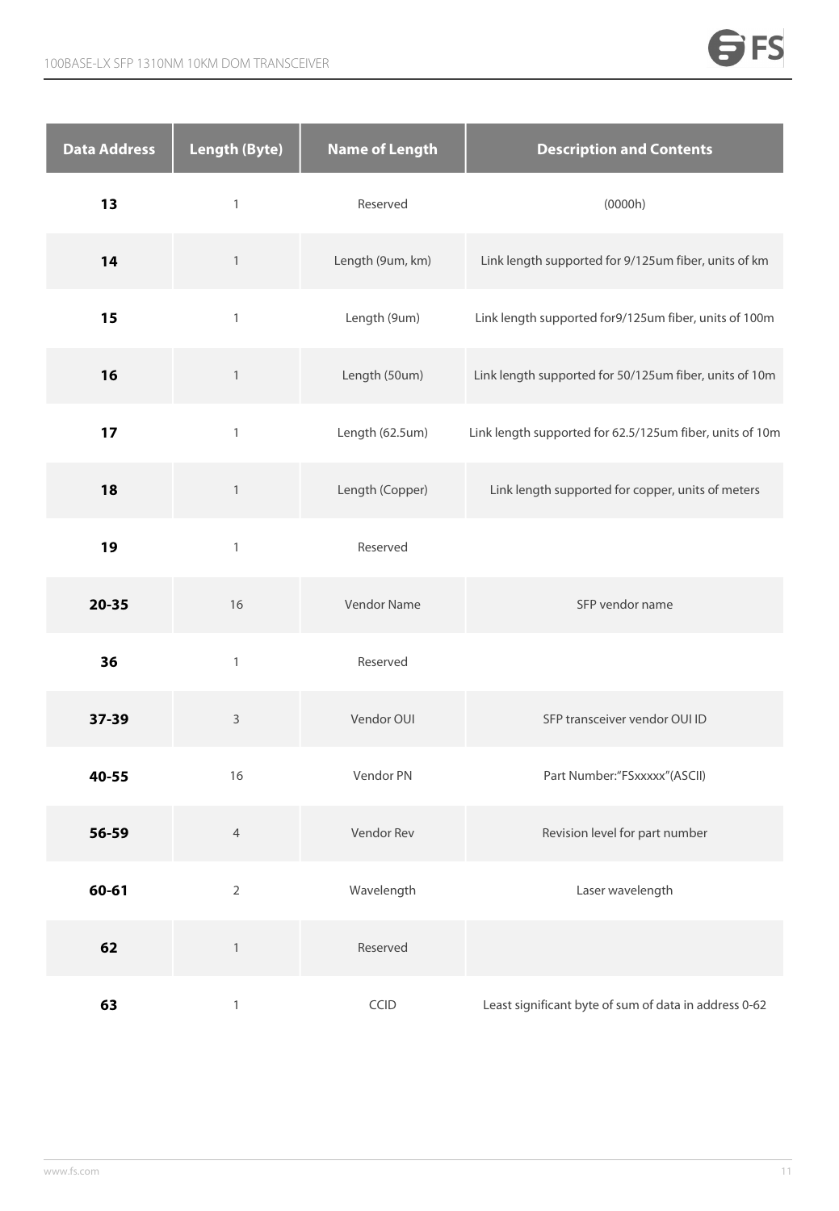| Data Address | Length (Byte) | Name of Length | Description and Contents |
|---|---|---|---|
| **13** | 1 | Reserved | (0000h) |
| **14** | 1 | Length (9um, km) | Link length supported for 9/125um fiber, units of km |
| **15** | 1 | Length (9um) | Link length supported for9/125um fiber, units of 100m |
| **16** | 1 | Length (50um) | Link length supported for 50/125um fiber, units of 10m |
| **17** | 1 | Length (62.5um) | Link length supported for 62.5/125um fiber, units of 10m |
| **18** | 1 | Length (Copper) | Link length supported for copper, units of meters |
| **19** | 1 | Reserved | |
| **20-35** | 16 | Vendor Name | SFP vendor name |
| **36** | 1 | Reserved | |
| **37-39** | 3 | Vendor OUI | SFP transceiver vendor OUI ID |
| **40-55** | 16 | Vendor PN | Part Number:"FSxxxxx"(ASCII) |
| **56-59** | 4 | Vendor Rev | Revision level for part number |
| **60-61** | 2 | Wavelength | Laser wavelength |
| **62** | 1 | Reserved | |
| **63** | 1 | CCID | Least significant byte of sum of data in address 0-62 |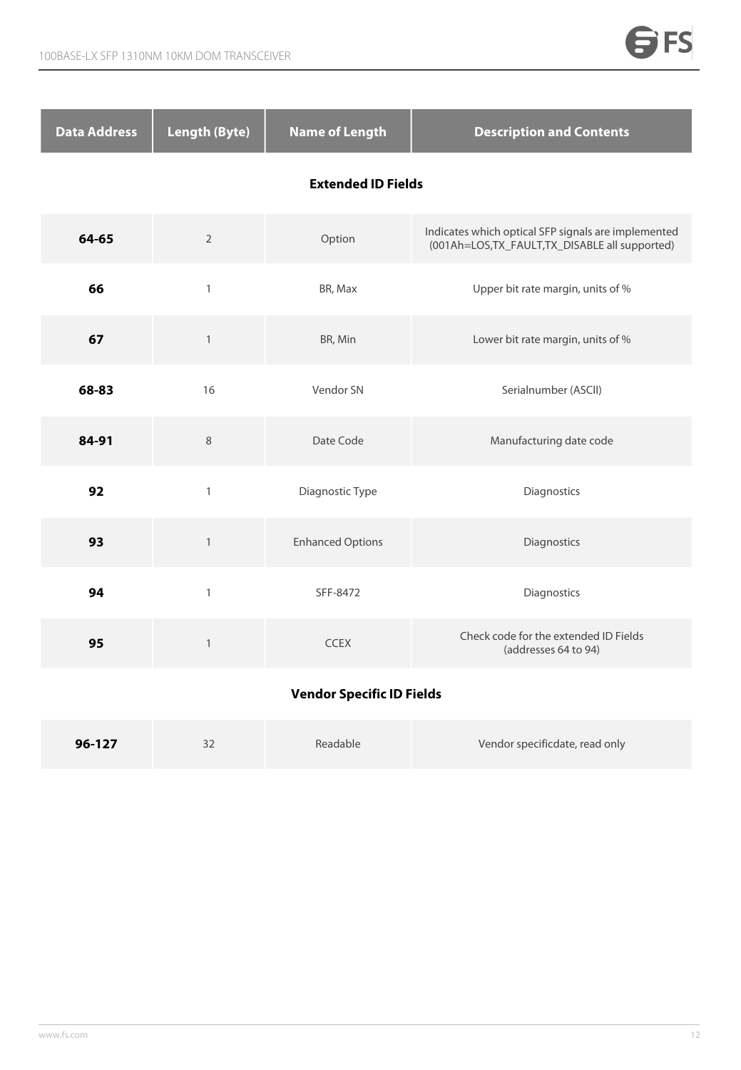| Data Address | Length (Byte) | Name of Length | Description and Contents |
|---|---|---|---|
| **Extended ID Fields** | | | |
| **64-65** | 2 | Option | Indicates which optical SFP signals are implemented (001Ah=LOS,TX_FAULT,TX_DISABLE all supported) |
| **66** | 1 | BR, Max | Upper bit rate margin, units of % |
| **67** | 1 | BR, Min | Lower bit rate margin, units of % |
| **68-83** | 16 | Vendor SN | Serialnumber (ASCII) |
| **84-91** | 8 | Date Code | Manufacturing date code |
| **92** | 1 | Diagnostic Type | Diagnostics |
| **93** | 1 | Enhanced Options | Diagnostics |
| **94** | 1 | SFF-8472 | Diagnostics |
| **95** | 1 | CCEX | Check code for the extended ID Fields (addresses 64 to 94) |
| **Vendor Specific ID Fields** | | | |
| **96-127** | 32 | Readable | Vendor specificdate, read only |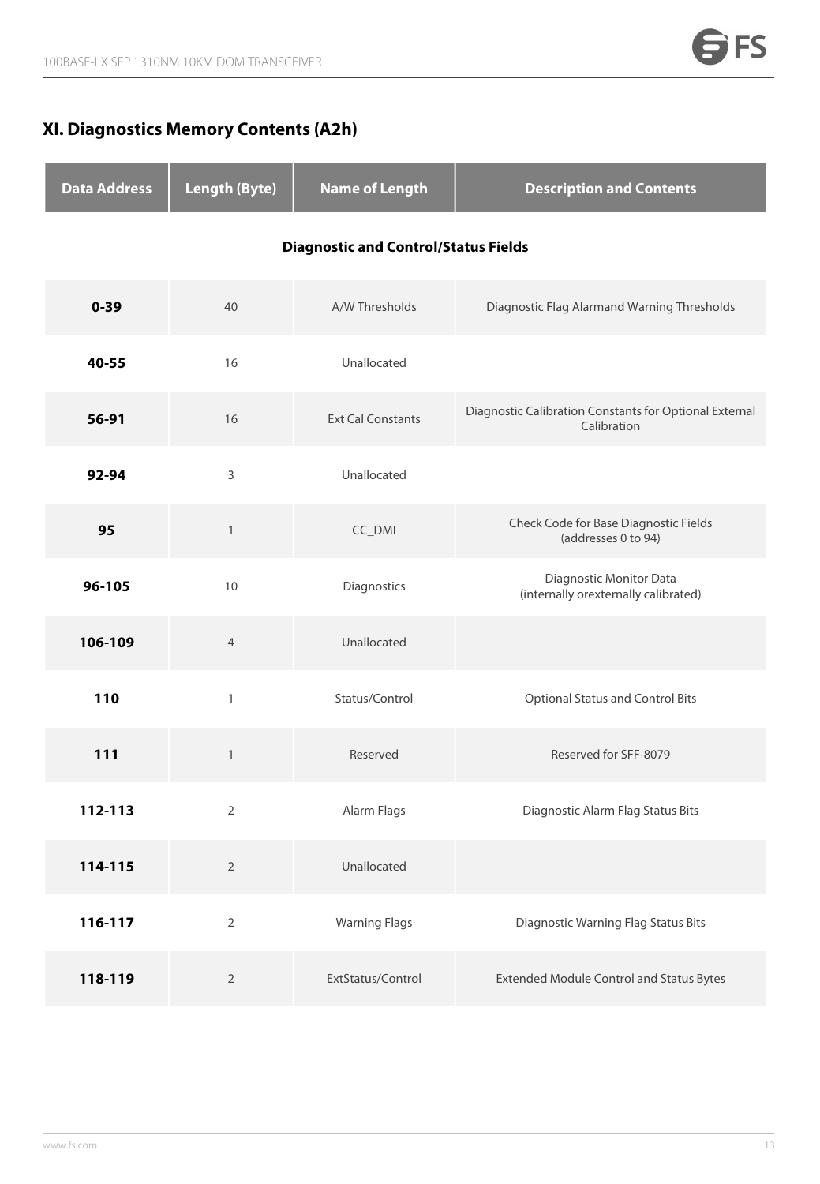## XI. Diagnostics Memory Contents (A2h)

| Data Address | Length (Byte) | Name of Length | Description and Contents |
|---|---|---|---|
| **Diagnostic and Control/Status Fields** | | | |
| **0-39** | 40 | A/W Thresholds | Diagnostic Flag Alarmand Warning Thresholds |
| **40-55** | 16 | Unallocated | |
| **56-91** | 16 | Ext Cal Constants | Diagnostic Calibration Constants for Optional External Calibration |
| **92-94** | 3 | Unallocated | |
| **95** | 1 | CC_DMI | Check Code for Base Diagnostic Fields (addresses 0 to 94) |
| **96-105** | 10 | Diagnostics | Diagnostic Monitor Data (internally orexternally calibrated) |
| **106-109** | 4 | Unallocated | |
| **110** | 1 | Status/Control | Optional Status and Control Bits |
| **111** | 1 | Reserved | Reserved for SFF-8079 |
| **112-113** | 2 | Alarm Flags | Diagnostic Alarm Flag Status Bits |
| **114-115** | 2 | Unallocated | |
| **116-117** | 2 | Warning Flags | Diagnostic Warning Flag Status Bits |
| **118-119** | 2 | ExtStatus/Control | Extended Module Control and Status Bytes |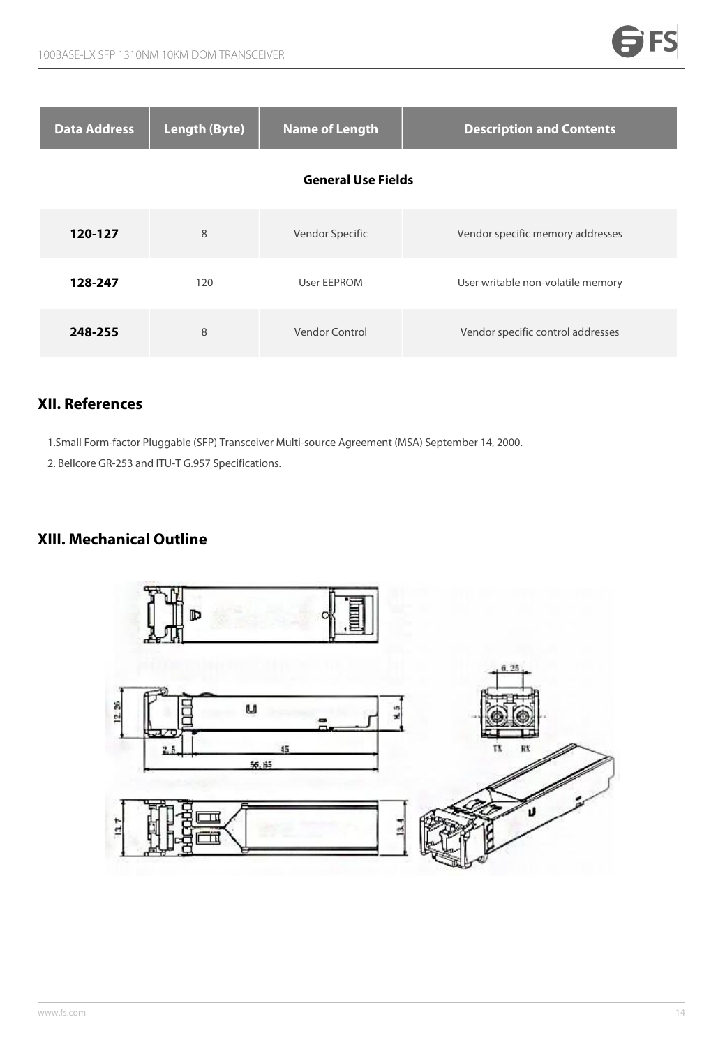| Data Address | Length (Byte) | Name of Length | Description and Contents |
| --- | --- | --- | --- |
| **General Use Fields** | | | |
| **120-127** | 8 | Vendor Specific | Vendor specific memory addresses |
| **128-247** | 120 | User EEPROM | User writable non-volatile memory |
| **248-255** | 8 | Vendor Control | Vendor specific control addresses |

## XII. References

1. Small Form-factor Pluggable (SFP) Transceiver Multi-source Agreement (MSA) September 14, 2000.
2. Bellcore GR-253 and ITU-T G.957 Specifications.

## XIII. Mechanical Outline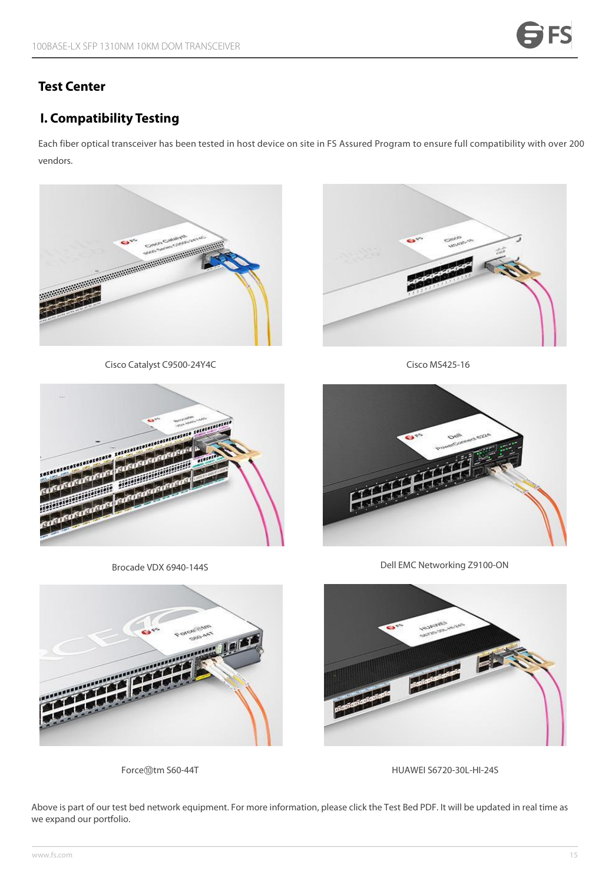# Test Center

## I. Compatibility Testing

Each fiber optical transceiver has been tested in host device on site in FS Assured Program to ensure full compatibility with over 200 vendors.

Cisco Catalyst C9500-24Y4C

Cisco MS425-16

Brocade VDX 6940-144S

Dell EMC Networking Z9100-ON

Force⑩tm S60-44T

HUAWEI S6720-30L-HI-24S

Above is part of our test bed network equipment. For more information, please click the Test Bed PDF. It will be updated in real time as we expand our portfolio.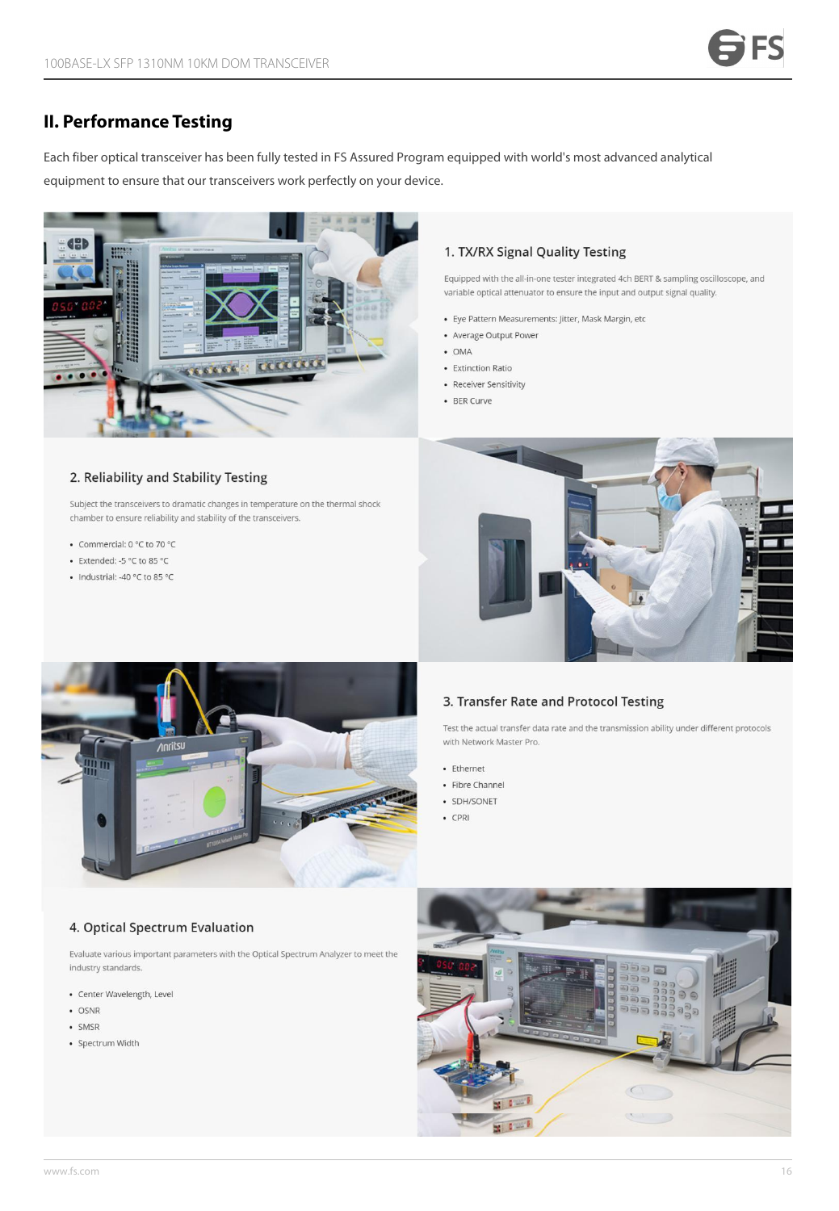## II. Performance Testing

Each fiber optical transceiver has been fully tested in FS Assured Program equipped with world's most advanced analytical equipment to ensure that our transceivers work perfectly on your device.

### 1. TX/RX Signal Quality Testing

Equipped with the all-in-one tester integrated 4ch BERT & sampling oscilloscope, and variable optical attenuator to ensure the input and output signal quality.

- Eye Pattern Measurements: Jitter, Mask Margin, etc
- Average Output Power
- OMA
- Extinction Ratio
- Receiver Sensitivity
- BER Curve

### 2. Reliability and Stability Testing

Subject the transceivers to dramatic changes in temperature on the thermal shock chamber to ensure reliability and stability of the transceivers.

- Commercial: 0 °C to 70 °C
- Extended: -5 °C to 85 °C
- Industrial: -40 °C to 85 °C

### 3. Transfer Rate and Protocol Testing

Test the actual transfer data rate and the transmission ability under different protocols with Network Master Pro.

- Ethernet
- Fibre Channel
- SDH/SONET
- CPRI

### 4. Optical Spectrum Evaluation

Evaluate various important parameters with the Optical Spectrum Analyzer to meet the industry standards.

- Center Wavelength, Level
- OSNR
- SMSR
- Spectrum Width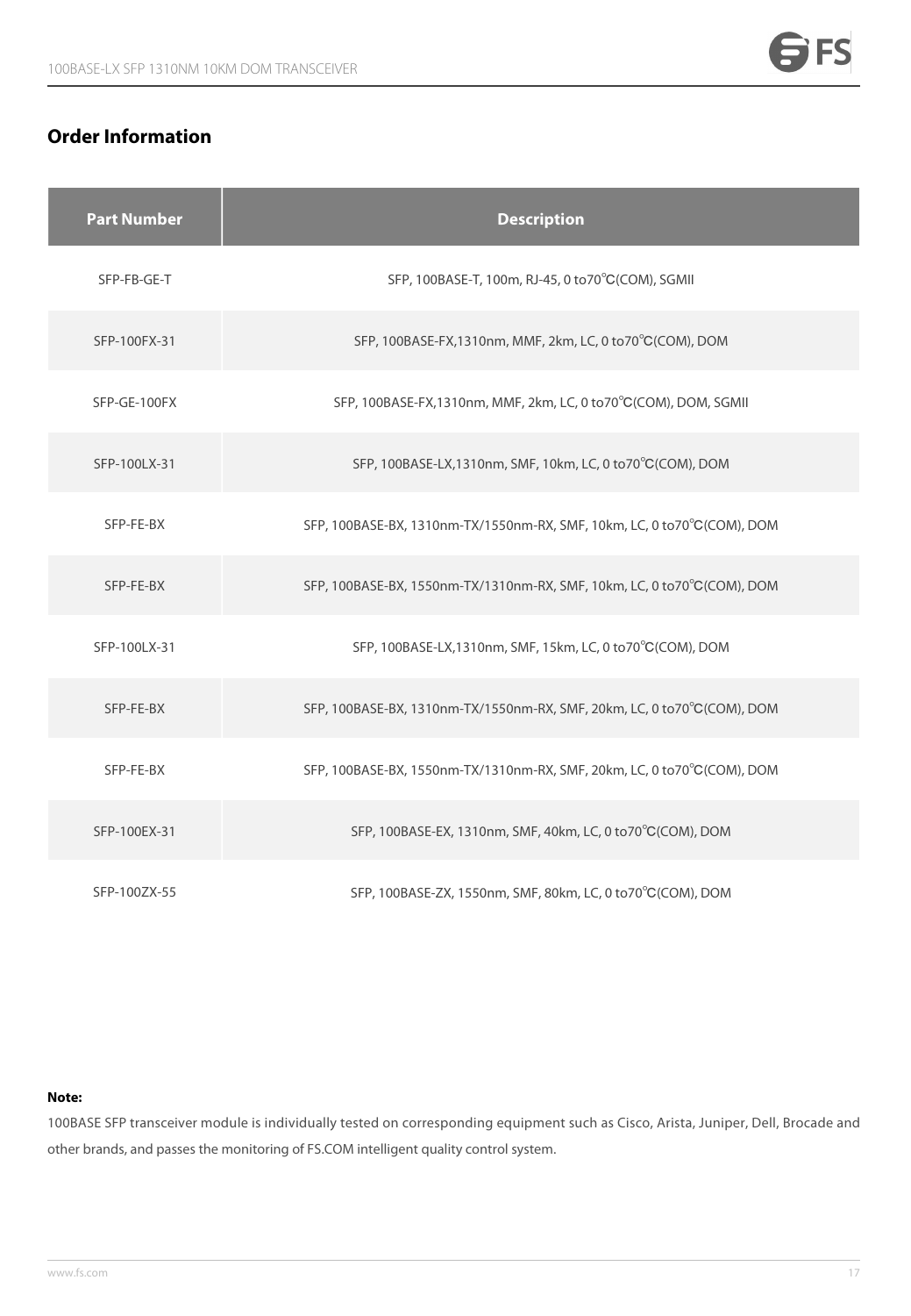## Order Information

| Part Number | Description |
|---|---|
| SFP-FB-GE-T | SFP, 100BASE-T, 100m, RJ-45, 0 to70℃(COM), SGMII |
| SFP-100FX-31 | SFP, 100BASE-FX,1310nm, MMF, 2km, LC, 0 to70℃(COM), DOM |
| SFP-GE-100FX | SFP, 100BASE-FX,1310nm, MMF, 2km, LC, 0 to70℃(COM), DOM, SGMII |
| SFP-100LX-31 | SFP, 100BASE-LX,1310nm, SMF, 10km, LC, 0 to70℃(COM), DOM |
| SFP-FE-BX | SFP, 100BASE-BX, 1310nm-TX/1550nm-RX, SMF, 10km, LC, 0 to70℃(COM), DOM |
| SFP-FE-BX | SFP, 100BASE-BX, 1550nm-TX/1310nm-RX, SMF, 10km, LC, 0 to70℃(COM), DOM |
| SFP-100LX-31 | SFP, 100BASE-LX,1310nm, SMF, 15km, LC, 0 to70℃(COM), DOM |
| SFP-FE-BX | SFP, 100BASE-BX, 1310nm-TX/1550nm-RX, SMF, 20km, LC, 0 to70℃(COM), DOM |
| SFP-FE-BX | SFP, 100BASE-BX, 1550nm-TX/1310nm-RX, SMF, 20km, LC, 0 to70℃(COM), DOM |
| SFP-100EX-31 | SFP, 100BASE-EX, 1310nm, SMF, 40km, LC, 0 to70℃(COM), DOM |
| SFP-100ZX-55 | SFP, 100BASE-ZX, 1550nm, SMF, 80km, LC, 0 to70℃(COM), DOM |

**Note:**

100BASE SFP transceiver module is individually tested on corresponding equipment such as Cisco, Arista, Juniper, Dell, Brocade and other brands, and passes the monitoring of FS.COM intelligent quality control system.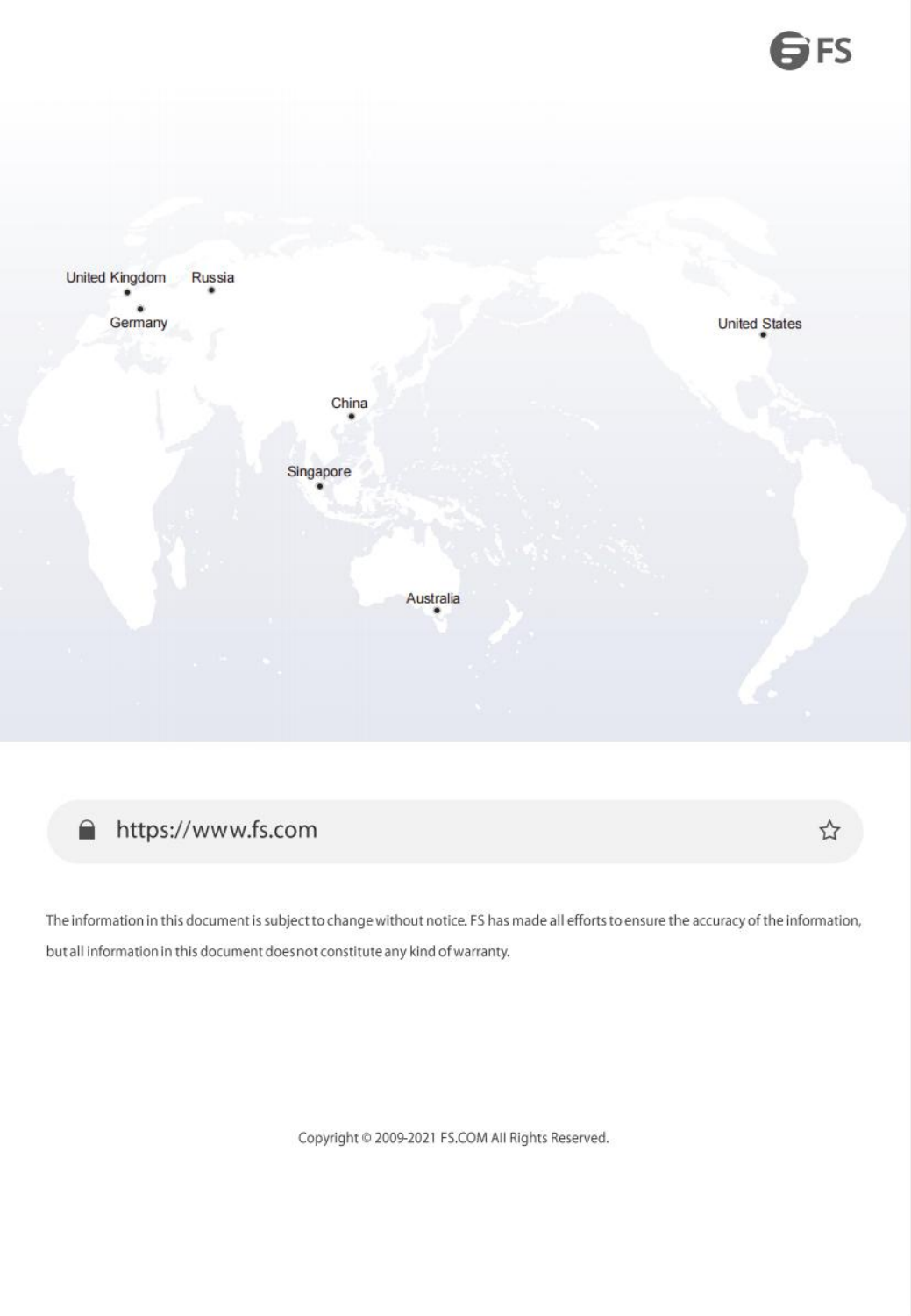United Kingdom

Russia

Germany

United States

China

Singapore

Australia

https://www.fs.com

The information in this document is subject to change without notice. FS has made all efforts to ensure the accuracy of the information, but all information in this document does not constitute any kind of warranty.

Copyright © 2009-2021 FS.COM All Rights Reserved.